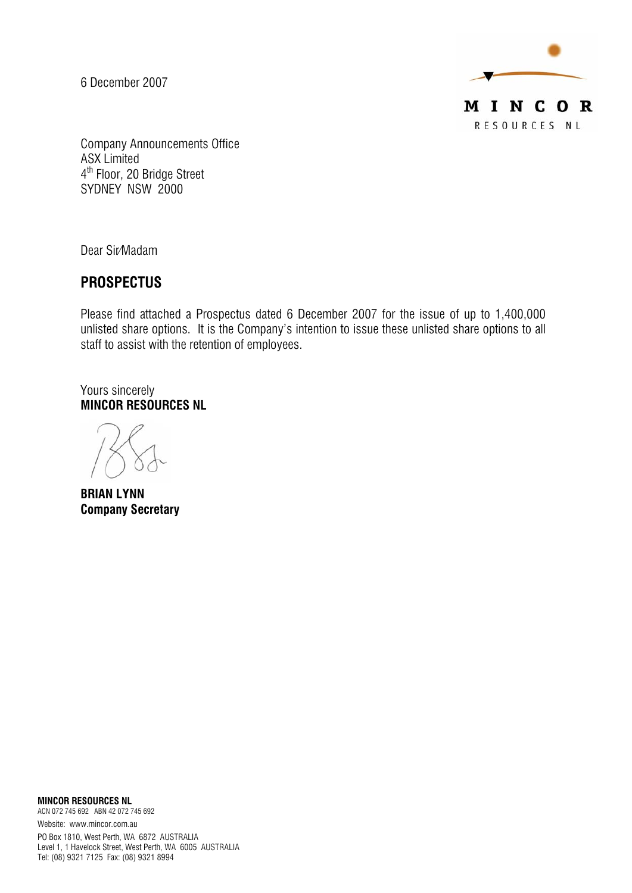6 December 2007

MINCOR
RESOURCES NL

Company Announcements Office
ASX Limited
4th Floor, 20 Bridge Street
SYDNEY NSW 2000

Dear Sir/Madam

## PROSPECTUS

Please find attached a Prospectus dated 6 December 2007 for the issue of up to 1,400,000 unlisted share options. It is the Company's intention to issue these unlisted share options to all staff to assist with the retention of employees.

Yours sincerely
**MINCOR RESOURCES NL**

**BRIAN LYNN**
**Company Secretary**

**MINCOR RESOURCES NL**
ACN 072 745 692 ABN 42 072 745 692
Website: www.mincor.com.au
PO Box 1810, West Perth, WA 6872 AUSTRALIA
Level 1, 1 Havelock Street, West Perth, WA 6005 AUSTRALIA
Tel: (08) 9321 7125 Fax: (08) 9321 8994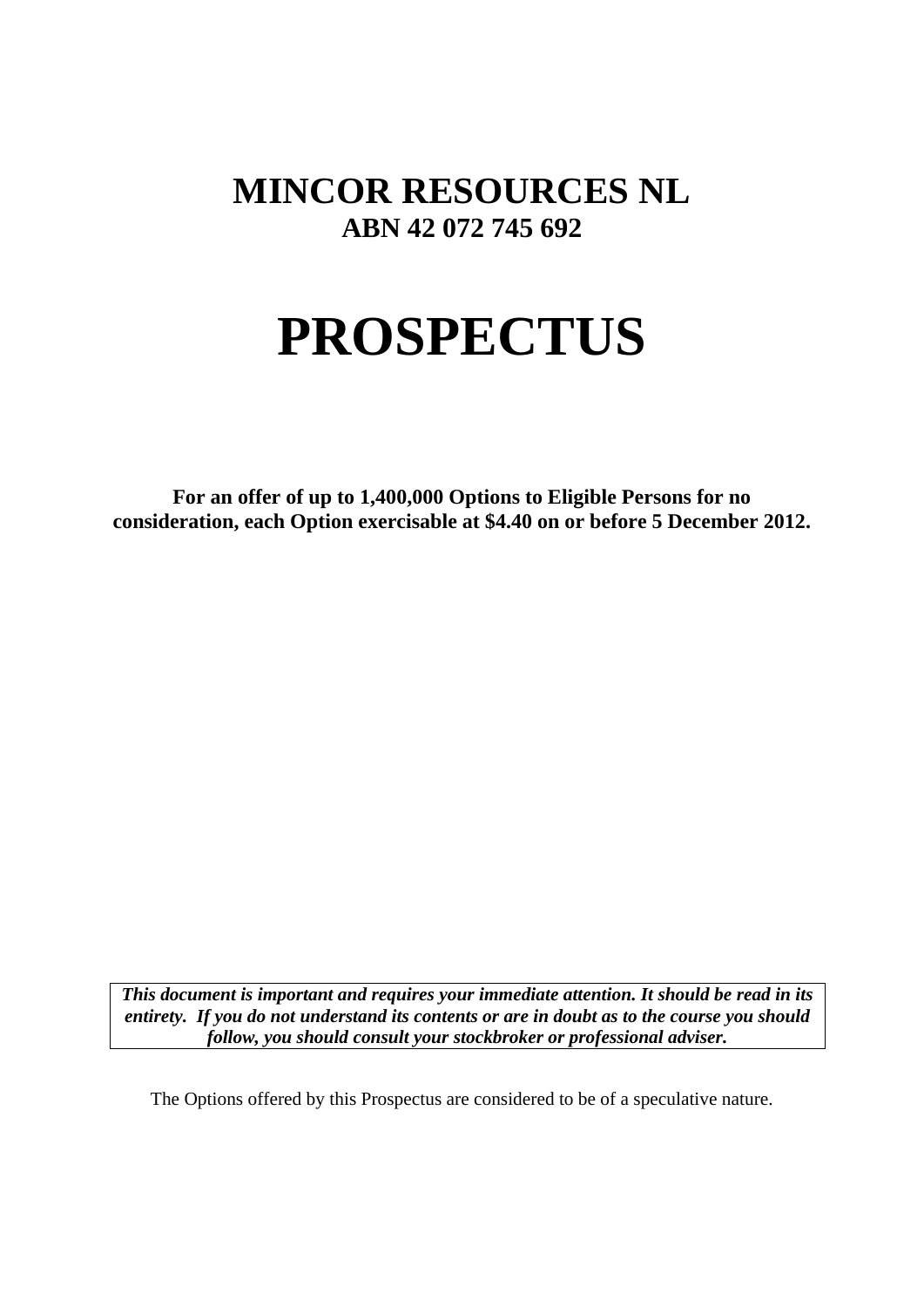# MINCOR RESOURCES NL

**ABN 42 072 745 692**

# PROSPECTUS

**For an offer of up to 1,400,000 Options to Eligible Persons for no consideration, each Option exercisable at $4.40 on or before 5 December 2012.**

***This document is important and requires your immediate attention. It should be read in its entirety. If you do not understand its contents or are in doubt as to the course you should follow, you should consult your stockbroker or professional adviser.***

The Options offered by this Prospectus are considered to be of a speculative nature.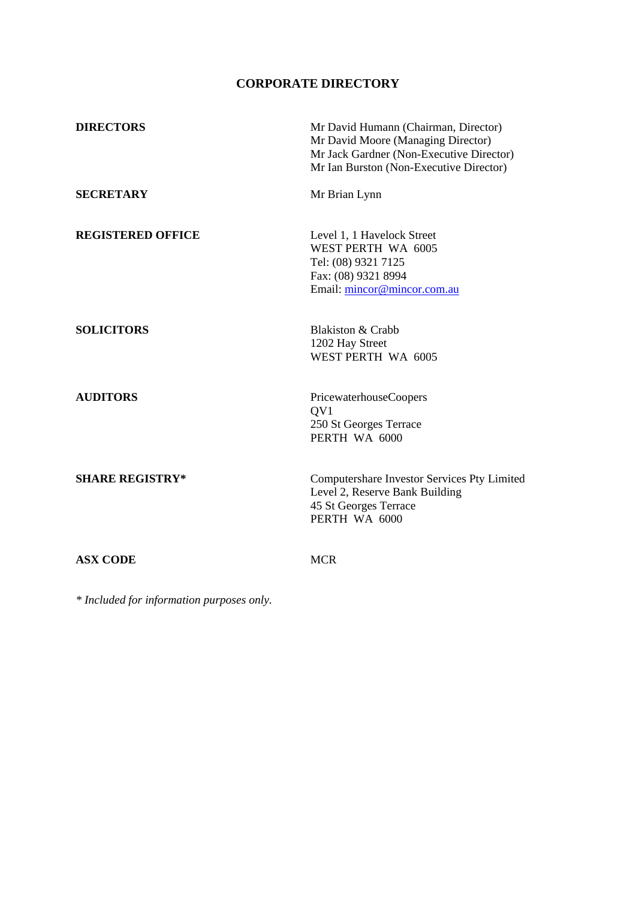# CORPORATE DIRECTORY

| | |
|---|---|
| **DIRECTORS** | Mr David Humann (Chairman, Director)<br>Mr David Moore (Managing Director)<br>Mr Jack Gardner (Non-Executive Director)<br>Mr Ian Burston (Non-Executive Director) |
| **SECRETARY** | Mr Brian Lynn |
| **REGISTERED OFFICE** | Level 1, 1 Havelock Street<br>WEST PERTH WA 6005<br>Tel: (08) 9321 7125<br>Fax: (08) 9321 8994<br>Email: mincor@mincor.com.au |
| **SOLICITORS** | Blakiston & Crabb<br>1202 Hay Street<br>WEST PERTH WA 6005 |
| **AUDITORS** | PricewaterhouseCoopers<br>QV1<br>250 St Georges Terrace<br>PERTH WA 6000 |
| **SHARE REGISTRY*** | Computershare Investor Services Pty Limited<br>Level 2, Reserve Bank Building<br>45 St Georges Terrace<br>PERTH WA 6000 |
| **ASX CODE** | MCR |

*\* Included for information purposes only.*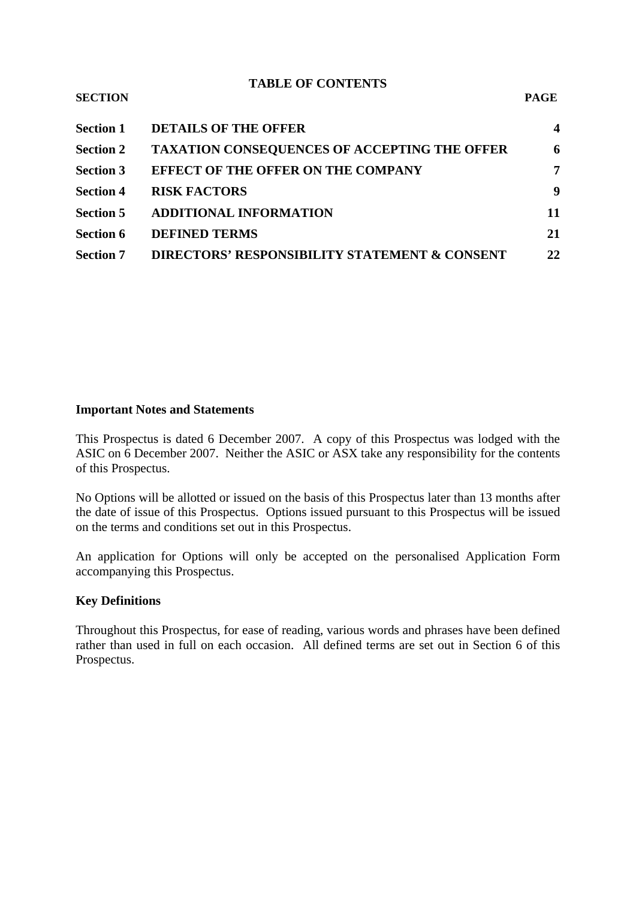## TABLE OF CONTENTS

| SECTION | | PAGE |
|---|---|---|
| **Section 1** | **DETAILS OF THE OFFER** | **4** |
| **Section 2** | **TAXATION CONSEQUENCES OF ACCEPTING THE OFFER** | **6** |
| **Section 3** | **EFFECT OF THE OFFER ON THE COMPANY** | **7** |
| **Section 4** | **RISK FACTORS** | **9** |
| **Section 5** | **ADDITIONAL INFORMATION** | **11** |
| **Section 6** | **DEFINED TERMS** | **21** |
| **Section 7** | **DIRECTORS' RESPONSIBILITY STATEMENT & CONSENT** | **22** |

**Important Notes and Statements**

This Prospectus is dated 6 December 2007. A copy of this Prospectus was lodged with the ASIC on 6 December 2007. Neither the ASIC or ASX take any responsibility for the contents of this Prospectus.

No Options will be allotted or issued on the basis of this Prospectus later than 13 months after the date of issue of this Prospectus. Options issued pursuant to this Prospectus will be issued on the terms and conditions set out in this Prospectus.

An application for Options will only be accepted on the personalised Application Form accompanying this Prospectus.

**Key Definitions**

Throughout this Prospectus, for ease of reading, various words and phrases have been defined rather than used in full on each occasion. All defined terms are set out in Section 6 of this Prospectus.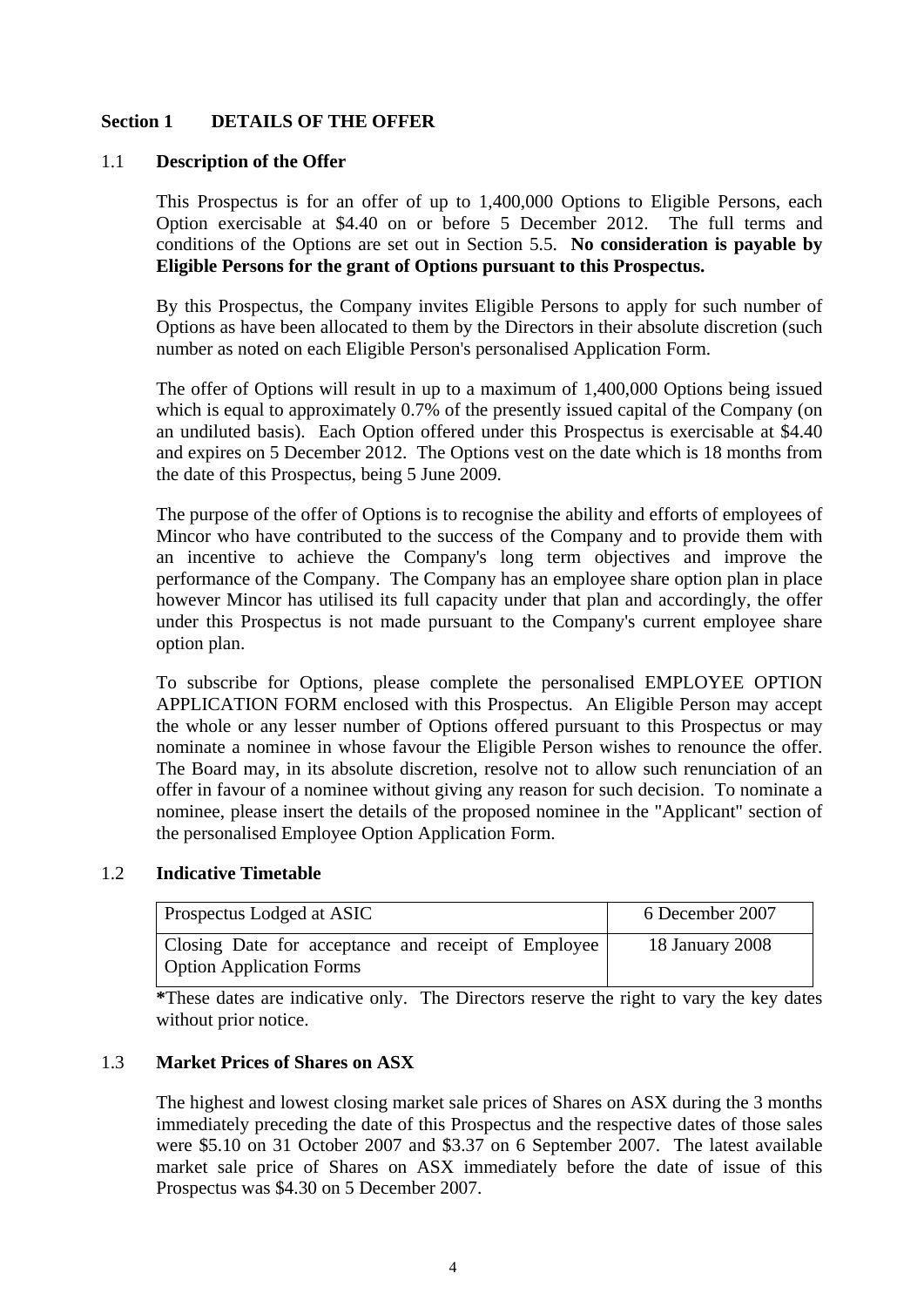## Section 1 DETAILS OF THE OFFER

### 1.1 Description of the Offer

This Prospectus is for an offer of up to 1,400,000 Options to Eligible Persons, each Option exercisable at $4.40 on or before 5 December 2012. The full terms and conditions of the Options are set out in Section 5.5. **No consideration is payable by Eligible Persons for the grant of Options pursuant to this Prospectus.**

By this Prospectus, the Company invites Eligible Persons to apply for such number of Options as have been allocated to them by the Directors in their absolute discretion (such number as noted on each Eligible Person's personalised Application Form.

The offer of Options will result in up to a maximum of 1,400,000 Options being issued which is equal to approximately 0.7% of the presently issued capital of the Company (on an undiluted basis). Each Option offered under this Prospectus is exercisable at $4.40 and expires on 5 December 2012. The Options vest on the date which is 18 months from the date of this Prospectus, being 5 June 2009.

The purpose of the offer of Options is to recognise the ability and efforts of employees of Mincor who have contributed to the success of the Company and to provide them with an incentive to achieve the Company's long term objectives and improve the performance of the Company. The Company has an employee share option plan in place however Mincor has utilised its full capacity under that plan and accordingly, the offer under this Prospectus is not made pursuant to the Company's current employee share option plan.

To subscribe for Options, please complete the personalised EMPLOYEE OPTION APPLICATION FORM enclosed with this Prospectus. An Eligible Person may accept the whole or any lesser number of Options offered pursuant to this Prospectus or may nominate a nominee in whose favour the Eligible Person wishes to renounce the offer. The Board may, in its absolute discretion, resolve not to allow such renunciation of an offer in favour of a nominee without giving any reason for such decision. To nominate a nominee, please insert the details of the proposed nominee in the "Applicant" section of the personalised Employee Option Application Form.

### 1.2 Indicative Timetable

| | |
|---|---|
| Prospectus Lodged at ASIC | 6 December 2007 |
| Closing Date for acceptance and receipt of Employee Option Application Forms | 18 January 2008 |

**\***These dates are indicative only. The Directors reserve the right to vary the key dates without prior notice.

### 1.3 Market Prices of Shares on ASX

The highest and lowest closing market sale prices of Shares on ASX during the 3 months immediately preceding the date of this Prospectus and the respective dates of those sales were $5.10 on 31 October 2007 and $3.37 on 6 September 2007. The latest available market sale price of Shares on ASX immediately before the date of issue of this Prospectus was $4.30 on 5 December 2007.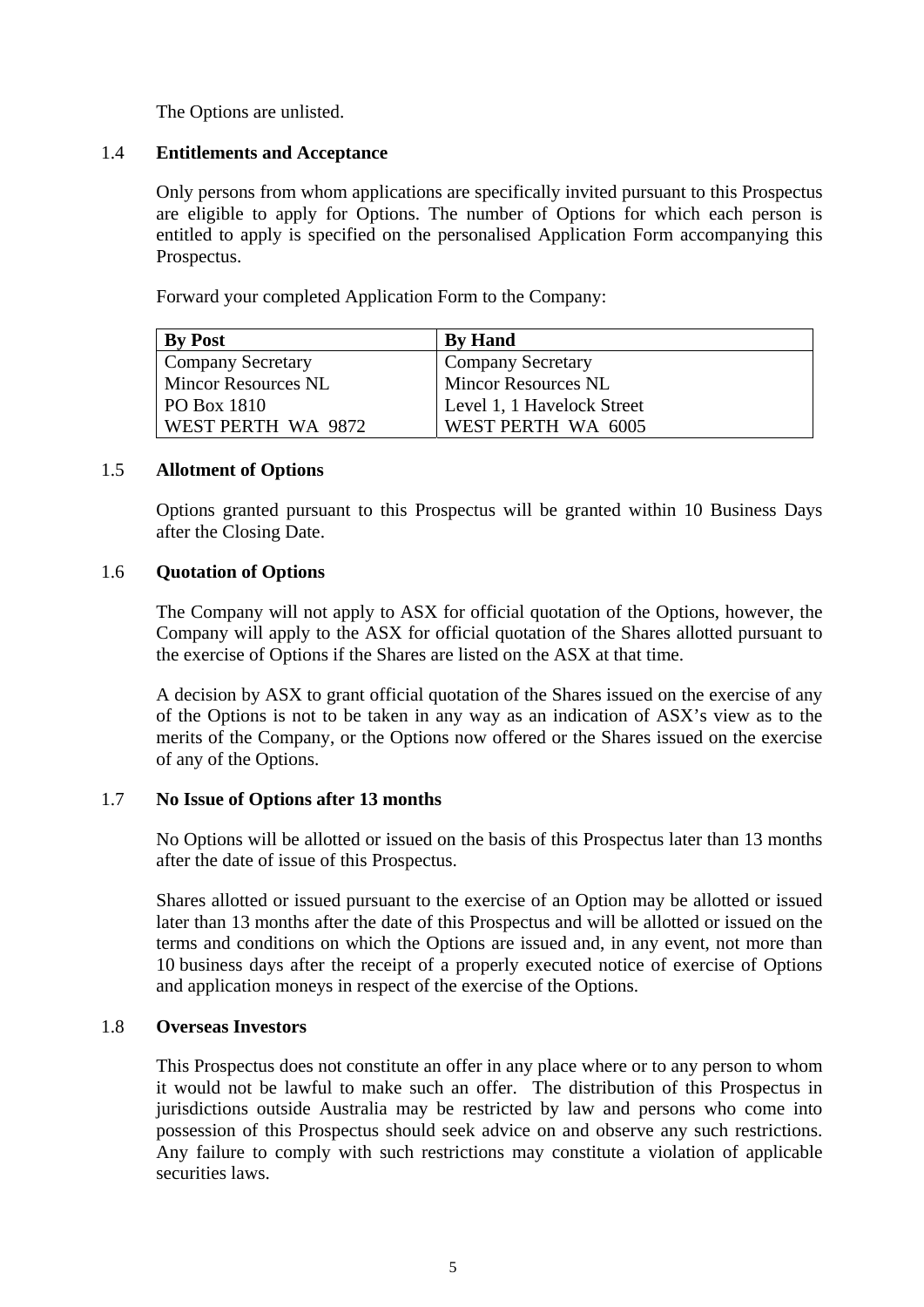The Options are unlisted.

### 1.4 Entitlements and Acceptance

Only persons from whom applications are specifically invited pursuant to this Prospectus are eligible to apply for Options. The number of Options for which each person is entitled to apply is specified on the personalised Application Form accompanying this Prospectus.

Forward your completed Application Form to the Company:

| By Post | By Hand |
|---|---|
| Company Secretary | Company Secretary |
| Mincor Resources NL | Mincor Resources NL |
| PO Box 1810 | Level 1, 1 Havelock Street |
| WEST PERTH WA 9872 | WEST PERTH WA 6005 |

### 1.5 Allotment of Options

Options granted pursuant to this Prospectus will be granted within 10 Business Days after the Closing Date.

### 1.6 Quotation of Options

The Company will not apply to ASX for official quotation of the Options, however, the Company will apply to the ASX for official quotation of the Shares allotted pursuant to the exercise of Options if the Shares are listed on the ASX at that time.

A decision by ASX to grant official quotation of the Shares issued on the exercise of any of the Options is not to be taken in any way as an indication of ASX's view as to the merits of the Company, or the Options now offered or the Shares issued on the exercise of any of the Options.

### 1.7 No Issue of Options after 13 months

No Options will be allotted or issued on the basis of this Prospectus later than 13 months after the date of issue of this Prospectus.

Shares allotted or issued pursuant to the exercise of an Option may be allotted or issued later than 13 months after the date of this Prospectus and will be allotted or issued on the terms and conditions on which the Options are issued and, in any event, not more than 10 business days after the receipt of a properly executed notice of exercise of Options and application moneys in respect of the exercise of the Options.

### 1.8 Overseas Investors

This Prospectus does not constitute an offer in any place where or to any person to whom it would not be lawful to make such an offer. The distribution of this Prospectus in jurisdictions outside Australia may be restricted by law and persons who come into possession of this Prospectus should seek advice on and observe any such restrictions. Any failure to comply with such restrictions may constitute a violation of applicable securities laws.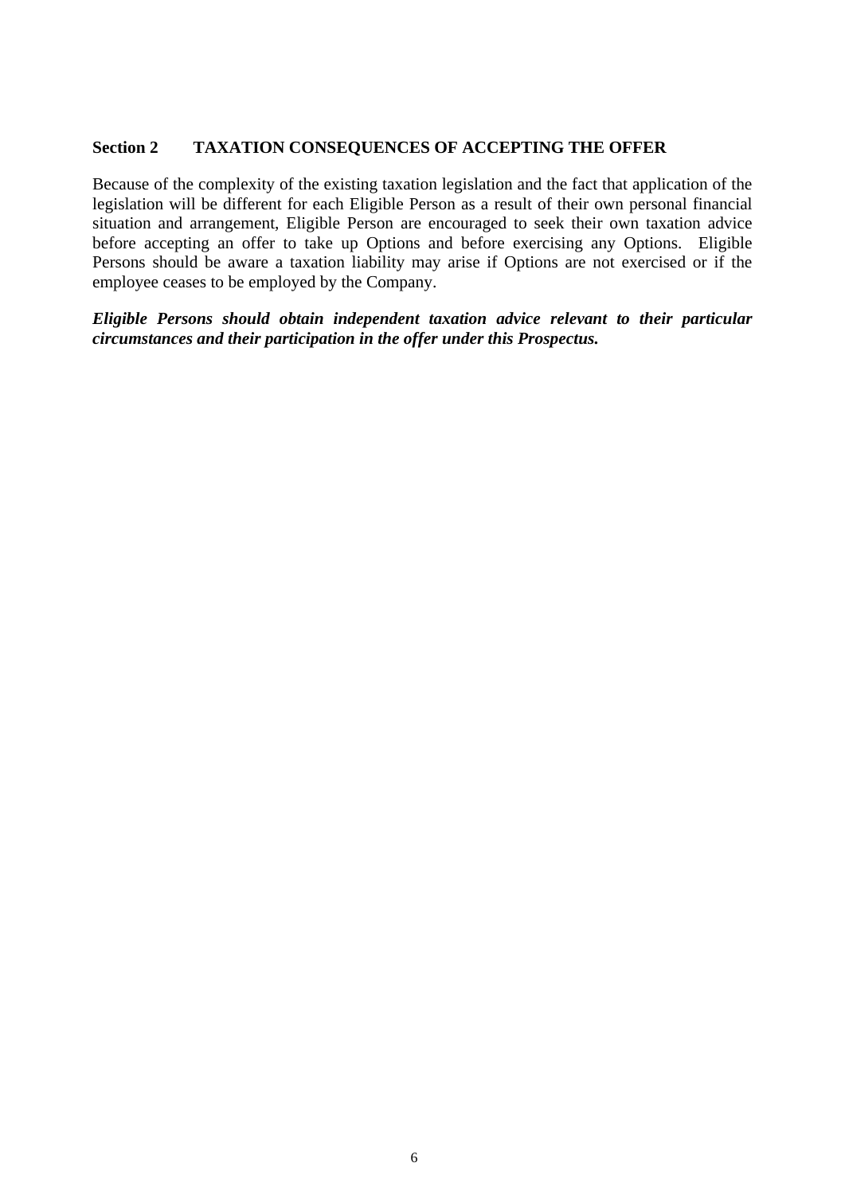## Section 2 TAXATION CONSEQUENCES OF ACCEPTING THE OFFER

Because of the complexity of the existing taxation legislation and the fact that application of the legislation will be different for each Eligible Person as a result of their own personal financial situation and arrangement, Eligible Person are encouraged to seek their own taxation advice before accepting an offer to take up Options and before exercising any Options. Eligible Persons should be aware a taxation liability may arise if Options are not exercised or if the employee ceases to be employed by the Company.

***Eligible Persons should obtain independent taxation advice relevant to their particular circumstances and their participation in the offer under this Prospectus.***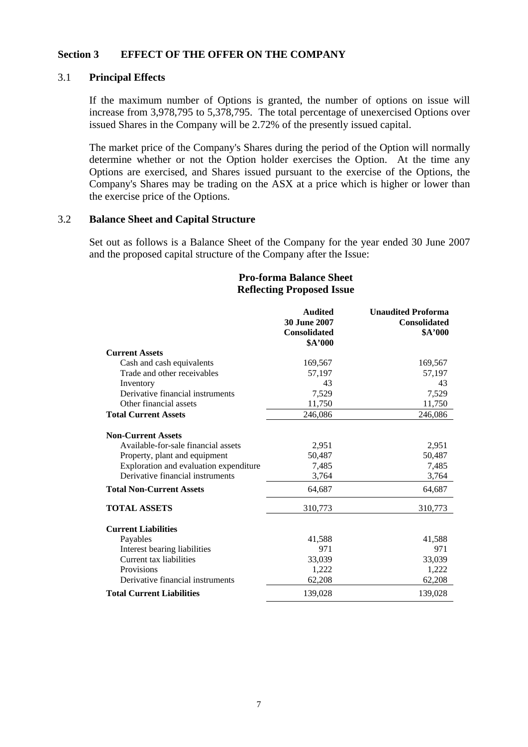## Section 3 EFFECT OF THE OFFER ON THE COMPANY

### 3.1 Principal Effects

If the maximum number of Options is granted, the number of options on issue will increase from 3,978,795 to 5,378,795. The total percentage of unexercised Options over issued Shares in the Company will be 2.72% of the presently issued capital.

The market price of the Company's Shares during the period of the Option will normally determine whether or not the Option holder exercises the Option. At the time any Options are exercised, and Shares issued pursuant to the exercise of the Options, the Company's Shares may be trading on the ASX at a price which is higher or lower than the exercise price of the Options.

### 3.2 Balance Sheet and Capital Structure

Set out as follows is a Balance Sheet of the Company for the year ended 30 June 2007 and the proposed capital structure of the Company after the Issue:

**Pro-forma Balance Sheet**
**Reflecting Proposed Issue**

| | Audited 30 June 2007 Consolidated \$A'000 | Unaudited Proforma Consolidated \$A'000 |
|---|---|---|
| **Current Assets** | | |
| Cash and cash equivalents | 169,567 | 169,567 |
| Trade and other receivables | 57,197 | 57,197 |
| Inventory | 43 | 43 |
| Derivative financial instruments | 7,529 | 7,529 |
| Other financial assets | 11,750 | 11,750 |
| **Total Current Assets** | 246,086 | 246,086 |
| **Non-Current Assets** | | |
| Available-for-sale financial assets | 2,951 | 2,951 |
| Property, plant and equipment | 50,487 | 50,487 |
| Exploration and evaluation expenditure | 7,485 | 7,485 |
| Derivative financial instruments | 3,764 | 3,764 |
| **Total Non-Current Assets** | 64,687 | 64,687 |
| **TOTAL ASSETS** | 310,773 | 310,773 |
| **Current Liabilities** | | |
| Payables | 41,588 | 41,588 |
| Interest bearing liabilities | 971 | 971 |
| Current tax liabilities | 33,039 | 33,039 |
| Provisions | 1,222 | 1,222 |
| Derivative financial instruments | 62,208 | 62,208 |
| **Total Current Liabilities** | 139,028 | 139,028 |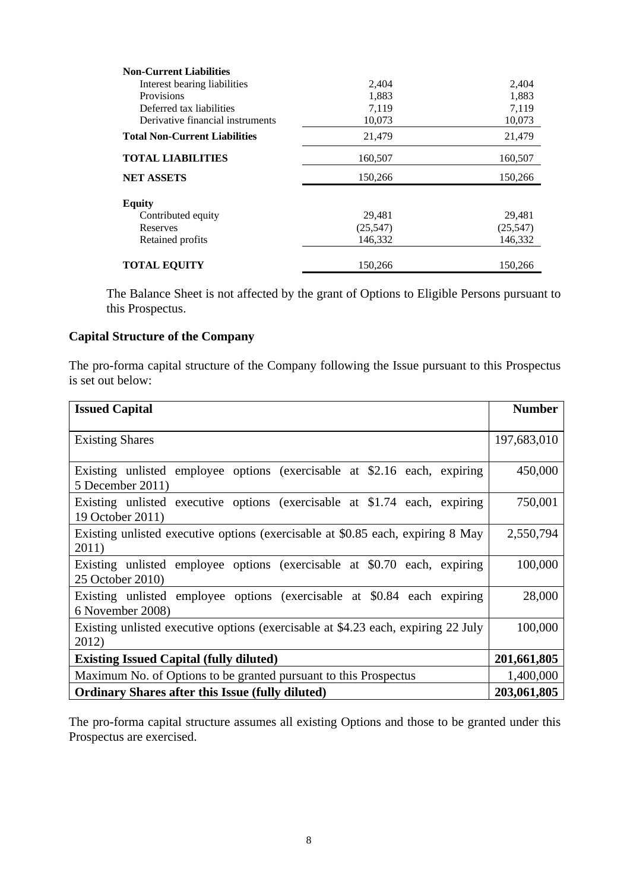| | | |
|---|---|---|
| **Non-Current Liabilities** | | |
| Interest bearing liabilities | 2,404 | 2,404 |
| Provisions | 1,883 | 1,883 |
| Deferred tax liabilities | 7,119 | 7,119 |
| Derivative financial instruments | 10,073 | 10,073 |
| **Total Non-Current Liabilities** | 21,479 | 21,479 |
| **TOTAL LIABILITIES** | 160,507 | 160,507 |
| **NET ASSETS** | 150,266 | 150,266 |
| **Equity** | | |
| Contributed equity | 29,481 | 29,481 |
| Reserves | (25,547) | (25,547) |
| Retained profits | 146,332 | 146,332 |
| **TOTAL EQUITY** | 150,266 | 150,266 |

The Balance Sheet is not affected by the grant of Options to Eligible Persons pursuant to this Prospectus.

## Capital Structure of the Company

The pro-forma capital structure of the Company following the Issue pursuant to this Prospectus is set out below:

| **Issued Capital** | **Number** |
|---|---|
| Existing Shares | 197,683,010 |
| Existing unlisted employee options (exercisable at $2.16 each, expiring 5 December 2011) | 450,000 |
| Existing unlisted executive options (exercisable at $1.74 each, expiring 19 October 2011) | 750,001 |
| Existing unlisted executive options (exercisable at $0.85 each, expiring 8 May 2011) | 2,550,794 |
| Existing unlisted employee options (exercisable at $0.70 each, expiring 25 October 2010) | 100,000 |
| Existing unlisted employee options (exercisable at $0.84 each expiring 6 November 2008) | 28,000 |
| Existing unlisted executive options (exercisable at $4.23 each, expiring 22 July 2012) | 100,000 |
| **Existing Issued Capital (fully diluted)** | **201,661,805** |
| Maximum No. of Options to be granted pursuant to this Prospectus | 1,400,000 |
| **Ordinary Shares after this Issue (fully diluted)** | **203,061,805** |

The pro-forma capital structure assumes all existing Options and those to be granted under this Prospectus are exercised.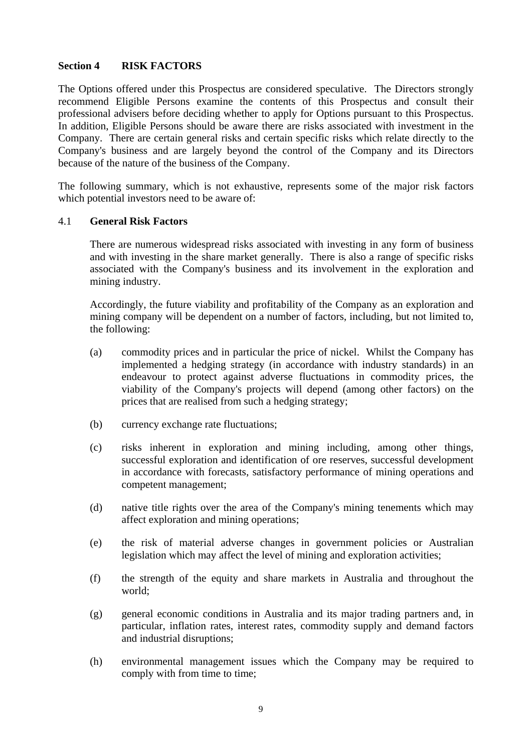## Section 4 RISK FACTORS

The Options offered under this Prospectus are considered speculative. The Directors strongly recommend Eligible Persons examine the contents of this Prospectus and consult their professional advisers before deciding whether to apply for Options pursuant to this Prospectus. In addition, Eligible Persons should be aware there are risks associated with investment in the Company. There are certain general risks and certain specific risks which relate directly to the Company's business and are largely beyond the control of the Company and its Directors because of the nature of the business of the Company.

The following summary, which is not exhaustive, represents some of the major risk factors which potential investors need to be aware of:

### 4.1 General Risk Factors

There are numerous widespread risks associated with investing in any form of business and with investing in the share market generally. There is also a range of specific risks associated with the Company's business and its involvement in the exploration and mining industry.

Accordingly, the future viability and profitability of the Company as an exploration and mining company will be dependent on a number of factors, including, but not limited to, the following:

(a) commodity prices and in particular the price of nickel. Whilst the Company has implemented a hedging strategy (in accordance with industry standards) in an endeavour to protect against adverse fluctuations in commodity prices, the viability of the Company's projects will depend (among other factors) on the prices that are realised from such a hedging strategy;

(b) currency exchange rate fluctuations;

(c) risks inherent in exploration and mining including, among other things, successful exploration and identification of ore reserves, successful development in accordance with forecasts, satisfactory performance of mining operations and competent management;

(d) native title rights over the area of the Company's mining tenements which may affect exploration and mining operations;

(e) the risk of material adverse changes in government policies or Australian legislation which may affect the level of mining and exploration activities;

(f) the strength of the equity and share markets in Australia and throughout the world;

(g) general economic conditions in Australia and its major trading partners and, in particular, inflation rates, interest rates, commodity supply and demand factors and industrial disruptions;

(h) environmental management issues which the Company may be required to comply with from time to time;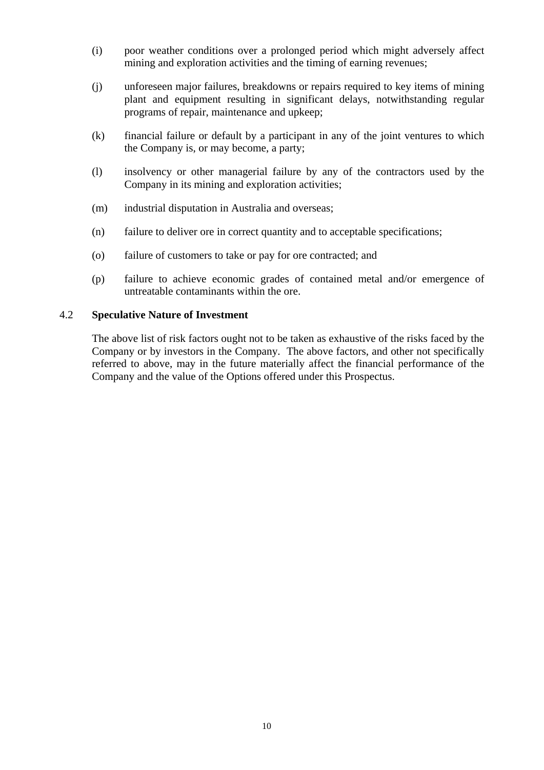(i) poor weather conditions over a prolonged period which might adversely affect mining and exploration activities and the timing of earning revenues;

(j) unforeseen major failures, breakdowns or repairs required to key items of mining plant and equipment resulting in significant delays, notwithstanding regular programs of repair, maintenance and upkeep;

(k) financial failure or default by a participant in any of the joint ventures to which the Company is, or may become, a party;

(l) insolvency or other managerial failure by any of the contractors used by the Company in its mining and exploration activities;

(m) industrial disputation in Australia and overseas;

(n) failure to deliver ore in correct quantity and to acceptable specifications;

(o) failure of customers to take or pay for ore contracted; and

(p) failure to achieve economic grades of contained metal and/or emergence of untreatable contaminants within the ore.

### 4.2 Speculative Nature of Investment

The above list of risk factors ought not to be taken as exhaustive of the risks faced by the Company or by investors in the Company. The above factors, and other not specifically referred to above, may in the future materially affect the financial performance of the Company and the value of the Options offered under this Prospectus.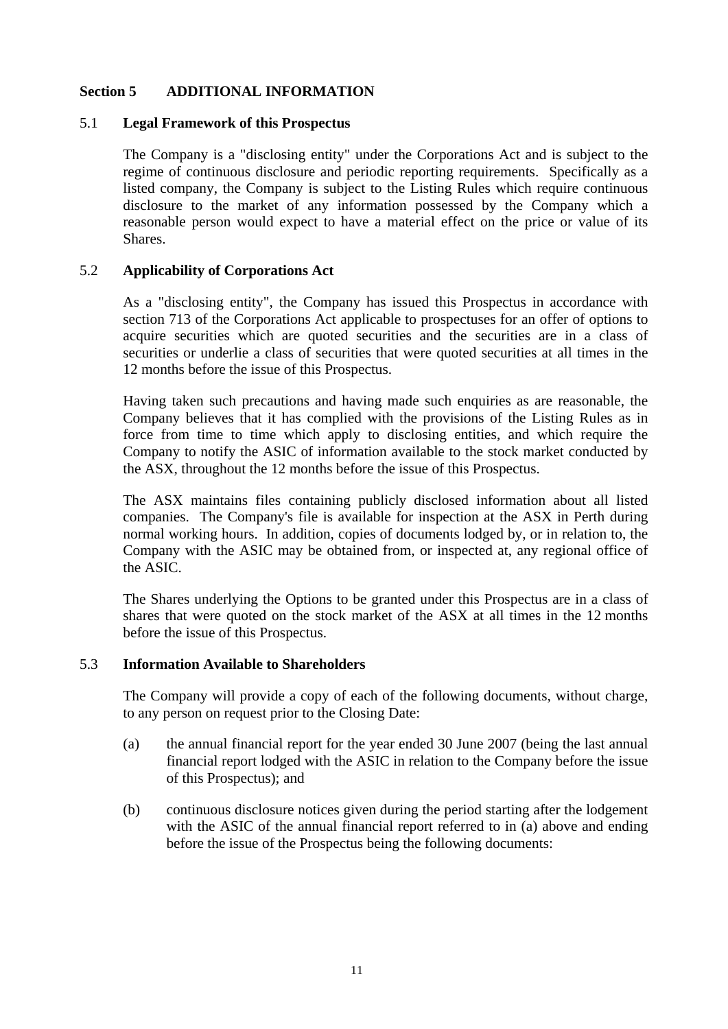# Section 5 ADDITIONAL INFORMATION

## 5.1 Legal Framework of this Prospectus

The Company is a "disclosing entity" under the Corporations Act and is subject to the regime of continuous disclosure and periodic reporting requirements. Specifically as a listed company, the Company is subject to the Listing Rules which require continuous disclosure to the market of any information possessed by the Company which a reasonable person would expect to have a material effect on the price or value of its Shares.

## 5.2 Applicability of Corporations Act

As a "disclosing entity", the Company has issued this Prospectus in accordance with section 713 of the Corporations Act applicable to prospectuses for an offer of options to acquire securities which are quoted securities and the securities are in a class of securities or underlie a class of securities that were quoted securities at all times in the 12 months before the issue of this Prospectus.

Having taken such precautions and having made such enquiries as are reasonable, the Company believes that it has complied with the provisions of the Listing Rules as in force from time to time which apply to disclosing entities, and which require the Company to notify the ASIC of information available to the stock market conducted by the ASX, throughout the 12 months before the issue of this Prospectus.

The ASX maintains files containing publicly disclosed information about all listed companies. The Company's file is available for inspection at the ASX in Perth during normal working hours. In addition, copies of documents lodged by, or in relation to, the Company with the ASIC may be obtained from, or inspected at, any regional office of the ASIC.

The Shares underlying the Options to be granted under this Prospectus are in a class of shares that were quoted on the stock market of the ASX at all times in the 12 months before the issue of this Prospectus.

## 5.3 Information Available to Shareholders

The Company will provide a copy of each of the following documents, without charge, to any person on request prior to the Closing Date:

(a) the annual financial report for the year ended 30 June 2007 (being the last annual financial report lodged with the ASIC in relation to the Company before the issue of this Prospectus); and

(b) continuous disclosure notices given during the period starting after the lodgement with the ASIC of the annual financial report referred to in (a) above and ending before the issue of the Prospectus being the following documents: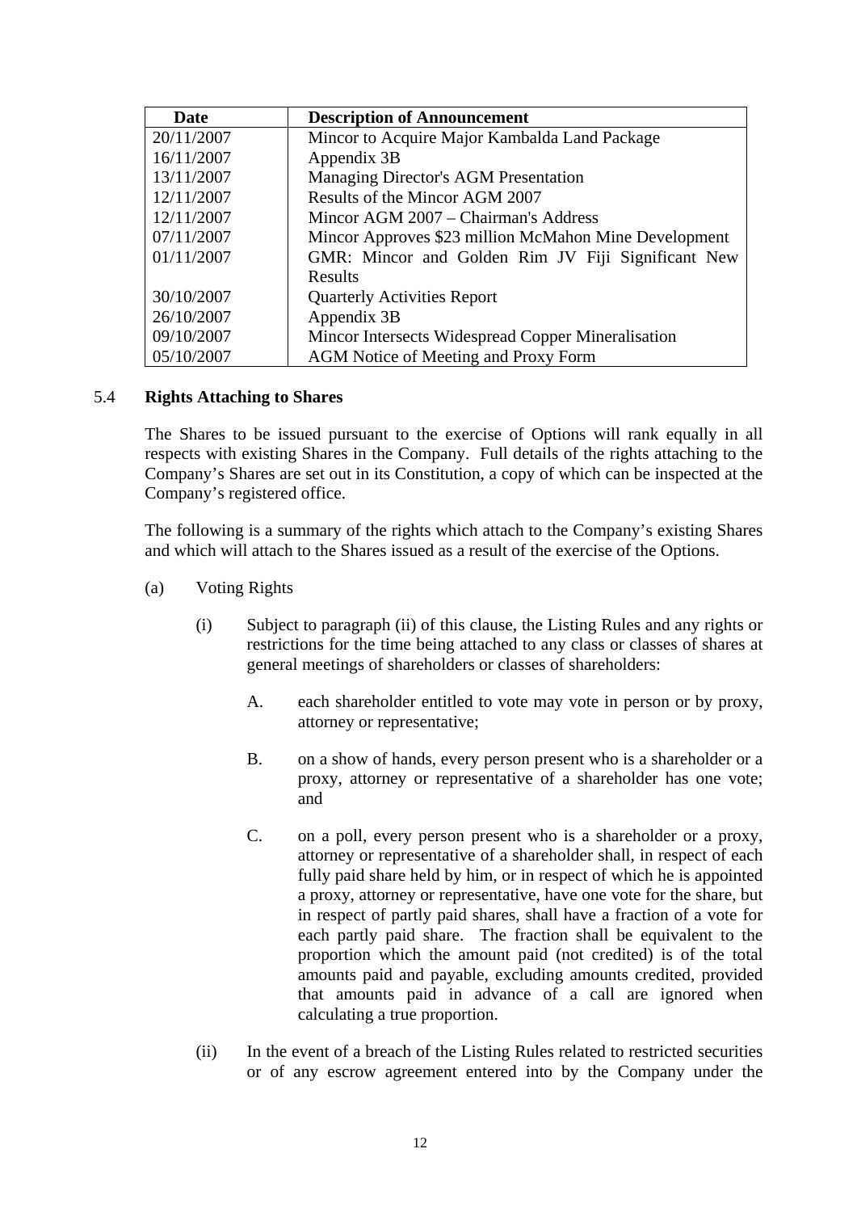| Date | Description of Announcement |
|---|---|
| 20/11/2007 | Mincor to Acquire Major Kambalda Land Package |
| 16/11/2007 | Appendix 3B |
| 13/11/2007 | Managing Director's AGM Presentation |
| 12/11/2007 | Results of the Mincor AGM 2007 |
| 12/11/2007 | Mincor AGM 2007 – Chairman's Address |
| 07/11/2007 | Mincor Approves $23 million McMahon Mine Development |
| 01/11/2007 | GMR: Mincor and Golden Rim JV Fiji Significant New Results |
| 30/10/2007 | Quarterly Activities Report |
| 26/10/2007 | Appendix 3B |
| 09/10/2007 | Mincor Intersects Widespread Copper Mineralisation |
| 05/10/2007 | AGM Notice of Meeting and Proxy Form |

### 5.4 Rights Attaching to Shares

The Shares to be issued pursuant to the exercise of Options will rank equally in all respects with existing Shares in the Company. Full details of the rights attaching to the Company's Shares are set out in its Constitution, a copy of which can be inspected at the Company's registered office.

The following is a summary of the rights which attach to the Company's existing Shares and which will attach to the Shares issued as a result of the exercise of the Options.

(a) Voting Rights

(i) Subject to paragraph (ii) of this clause, the Listing Rules and any rights or restrictions for the time being attached to any class or classes of shares at general meetings of shareholders or classes of shareholders:

A. each shareholder entitled to vote may vote in person or by proxy, attorney or representative;

B. on a show of hands, every person present who is a shareholder or a proxy, attorney or representative of a shareholder has one vote; and

C. on a poll, every person present who is a shareholder or a proxy, attorney or representative of a shareholder shall, in respect of each fully paid share held by him, or in respect of which he is appointed a proxy, attorney or representative, have one vote for the share, but in respect of partly paid shares, shall have a fraction of a vote for each partly paid share. The fraction shall be equivalent to the proportion which the amount paid (not credited) is of the total amounts paid and payable, excluding amounts credited, provided that amounts paid in advance of a call are ignored when calculating a true proportion.

(ii) In the event of a breach of the Listing Rules related to restricted securities or of any escrow agreement entered into by the Company under the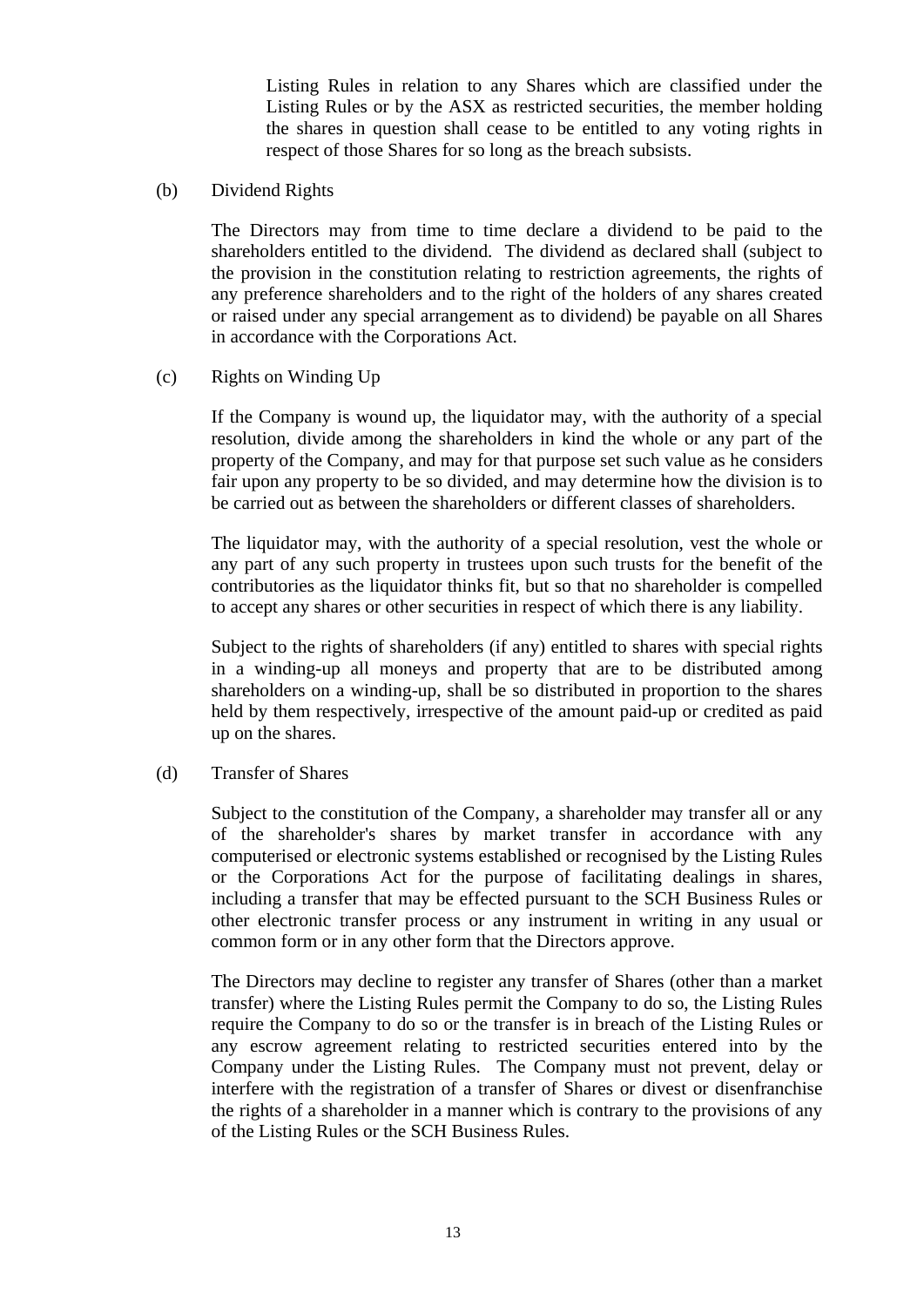Listing Rules in relation to any Shares which are classified under the Listing Rules or by the ASX as restricted securities, the member holding the shares in question shall cease to be entitled to any voting rights in respect of those Shares for so long as the breach subsists.

(b) Dividend Rights

The Directors may from time to time declare a dividend to be paid to the shareholders entitled to the dividend. The dividend as declared shall (subject to the provision in the constitution relating to restriction agreements, the rights of any preference shareholders and to the right of the holders of any shares created or raised under any special arrangement as to dividend) be payable on all Shares in accordance with the Corporations Act.

(c) Rights on Winding Up

If the Company is wound up, the liquidator may, with the authority of a special resolution, divide among the shareholders in kind the whole or any part of the property of the Company, and may for that purpose set such value as he considers fair upon any property to be so divided, and may determine how the division is to be carried out as between the shareholders or different classes of shareholders.

The liquidator may, with the authority of a special resolution, vest the whole or any part of any such property in trustees upon such trusts for the benefit of the contributories as the liquidator thinks fit, but so that no shareholder is compelled to accept any shares or other securities in respect of which there is any liability.

Subject to the rights of shareholders (if any) entitled to shares with special rights in a winding-up all moneys and property that are to be distributed among shareholders on a winding-up, shall be so distributed in proportion to the shares held by them respectively, irrespective of the amount paid-up or credited as paid up on the shares.

(d) Transfer of Shares

Subject to the constitution of the Company, a shareholder may transfer all or any of the shareholder's shares by market transfer in accordance with any computerised or electronic systems established or recognised by the Listing Rules or the Corporations Act for the purpose of facilitating dealings in shares, including a transfer that may be effected pursuant to the SCH Business Rules or other electronic transfer process or any instrument in writing in any usual or common form or in any other form that the Directors approve.

The Directors may decline to register any transfer of Shares (other than a market transfer) where the Listing Rules permit the Company to do so, the Listing Rules require the Company to do so or the transfer is in breach of the Listing Rules or any escrow agreement relating to restricted securities entered into by the Company under the Listing Rules. The Company must not prevent, delay or interfere with the registration of a transfer of Shares or divest or disenfranchise the rights of a shareholder in a manner which is contrary to the provisions of any of the Listing Rules or the SCH Business Rules.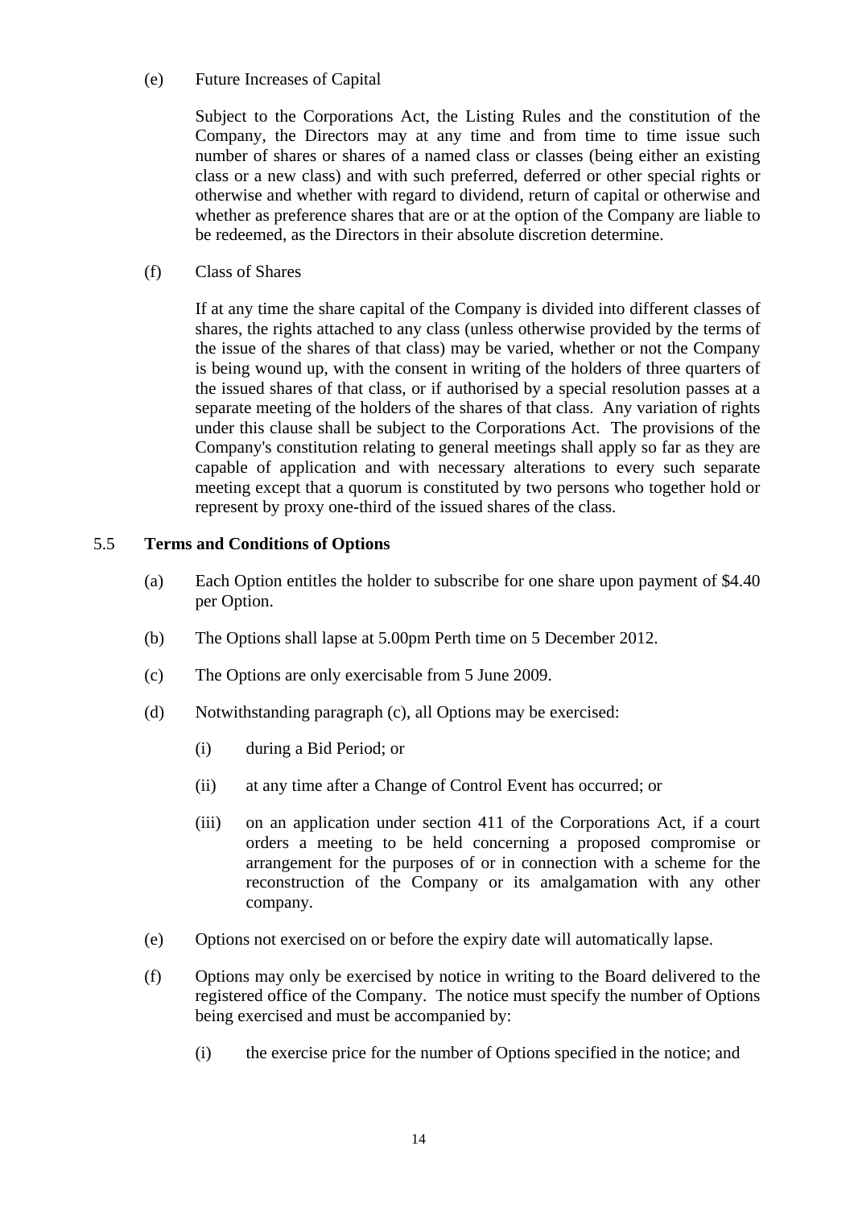(e) Future Increases of Capital

Subject to the Corporations Act, the Listing Rules and the constitution of the Company, the Directors may at any time and from time to time issue such number of shares or shares of a named class or classes (being either an existing class or a new class) and with such preferred, deferred or other special rights or otherwise and whether with regard to dividend, return of capital or otherwise and whether as preference shares that are or at the option of the Company are liable to be redeemed, as the Directors in their absolute discretion determine.

(f) Class of Shares

If at any time the share capital of the Company is divided into different classes of shares, the rights attached to any class (unless otherwise provided by the terms of the issue of the shares of that class) may be varied, whether or not the Company is being wound up, with the consent in writing of the holders of three quarters of the issued shares of that class, or if authorised by a special resolution passes at a separate meeting of the holders of the shares of that class. Any variation of rights under this clause shall be subject to the Corporations Act. The provisions of the Company's constitution relating to general meetings shall apply so far as they are capable of application and with necessary alterations to every such separate meeting except that a quorum is constituted by two persons who together hold or represent by proxy one-third of the issued shares of the class.

### 5.5 Terms and Conditions of Options

(a) Each Option entitles the holder to subscribe for one share upon payment of $4.40 per Option.

(b) The Options shall lapse at 5.00pm Perth time on 5 December 2012.

(c) The Options are only exercisable from 5 June 2009.

(d) Notwithstanding paragraph (c), all Options may be exercised:

- (i) during a Bid Period; or
- (ii) at any time after a Change of Control Event has occurred; or
- (iii) on an application under section 411 of the Corporations Act, if a court orders a meeting to be held concerning a proposed compromise or arrangement for the purposes of or in connection with a scheme for the reconstruction of the Company or its amalgamation with any other company.

(e) Options not exercised on or before the expiry date will automatically lapse.

(f) Options may only be exercised by notice in writing to the Board delivered to the registered office of the Company. The notice must specify the number of Options being exercised and must be accompanied by:

- (i) the exercise price for the number of Options specified in the notice; and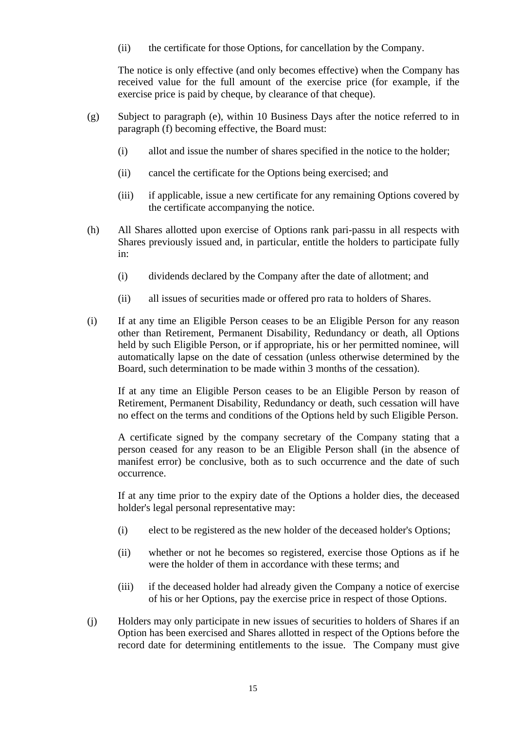(ii) the certificate for those Options, for cancellation by the Company.

The notice is only effective (and only becomes effective) when the Company has received value for the full amount of the exercise price (for example, if the exercise price is paid by cheque, by clearance of that cheque).

(g) Subject to paragraph (e), within 10 Business Days after the notice referred to in paragraph (f) becoming effective, the Board must:

(i) allot and issue the number of shares specified in the notice to the holder;

(ii) cancel the certificate for the Options being exercised; and

(iii) if applicable, issue a new certificate for any remaining Options covered by the certificate accompanying the notice.

(h) All Shares allotted upon exercise of Options rank pari-passu in all respects with Shares previously issued and, in particular, entitle the holders to participate fully in:

(i) dividends declared by the Company after the date of allotment; and

(ii) all issues of securities made or offered pro rata to holders of Shares.

(i) If at any time an Eligible Person ceases to be an Eligible Person for any reason other than Retirement, Permanent Disability, Redundancy or death, all Options held by such Eligible Person, or if appropriate, his or her permitted nominee, will automatically lapse on the date of cessation (unless otherwise determined by the Board, such determination to be made within 3 months of the cessation).

If at any time an Eligible Person ceases to be an Eligible Person by reason of Retirement, Permanent Disability, Redundancy or death, such cessation will have no effect on the terms and conditions of the Options held by such Eligible Person.

A certificate signed by the company secretary of the Company stating that a person ceased for any reason to be an Eligible Person shall (in the absence of manifest error) be conclusive, both as to such occurrence and the date of such occurrence.

If at any time prior to the expiry date of the Options a holder dies, the deceased holder's legal personal representative may:

(i) elect to be registered as the new holder of the deceased holder's Options;

(ii) whether or not he becomes so registered, exercise those Options as if he were the holder of them in accordance with these terms; and

(iii) if the deceased holder had already given the Company a notice of exercise of his or her Options, pay the exercise price in respect of those Options.

(j) Holders may only participate in new issues of securities to holders of Shares if an Option has been exercised and Shares allotted in respect of the Options before the record date for determining entitlements to the issue. The Company must give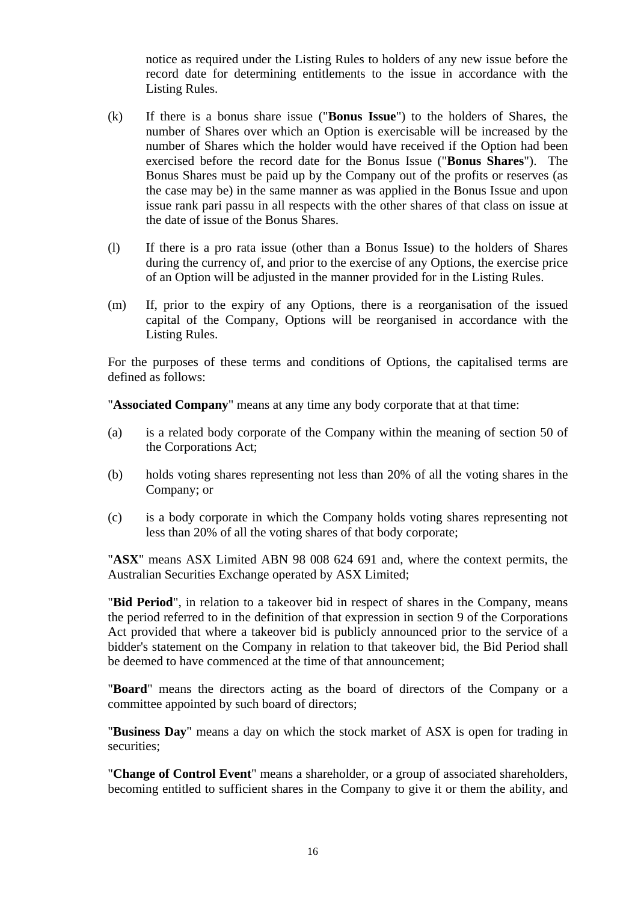notice as required under the Listing Rules to holders of any new issue before the record date for determining entitlements to the issue in accordance with the Listing Rules.

(k) If there is a bonus share issue ("**Bonus Issue**") to the holders of Shares, the number of Shares over which an Option is exercisable will be increased by the number of Shares which the holder would have received if the Option had been exercised before the record date for the Bonus Issue ("**Bonus Shares**"). The Bonus Shares must be paid up by the Company out of the profits or reserves (as the case may be) in the same manner as was applied in the Bonus Issue and upon issue rank pari passu in all respects with the other shares of that class on issue at the date of issue of the Bonus Shares.

(l) If there is a pro rata issue (other than a Bonus Issue) to the holders of Shares during the currency of, and prior to the exercise of any Options, the exercise price of an Option will be adjusted in the manner provided for in the Listing Rules.

(m) If, prior to the expiry of any Options, there is a reorganisation of the issued capital of the Company, Options will be reorganised in accordance with the Listing Rules.

For the purposes of these terms and conditions of Options, the capitalised terms are defined as follows:

"**Associated Company**" means at any time any body corporate that at that time:

(a) is a related body corporate of the Company within the meaning of section 50 of the Corporations Act;

(b) holds voting shares representing not less than 20% of all the voting shares in the Company; or

(c) is a body corporate in which the Company holds voting shares representing not less than 20% of all the voting shares of that body corporate;

"**ASX**" means ASX Limited ABN 98 008 624 691 and, where the context permits, the Australian Securities Exchange operated by ASX Limited;

"**Bid Period**", in relation to a takeover bid in respect of shares in the Company, means the period referred to in the definition of that expression in section 9 of the Corporations Act provided that where a takeover bid is publicly announced prior to the service of a bidder's statement on the Company in relation to that takeover bid, the Bid Period shall be deemed to have commenced at the time of that announcement;

"**Board**" means the directors acting as the board of directors of the Company or a committee appointed by such board of directors;

"**Business Day**" means a day on which the stock market of ASX is open for trading in securities;

"**Change of Control Event**" means a shareholder, or a group of associated shareholders, becoming entitled to sufficient shares in the Company to give it or them the ability, and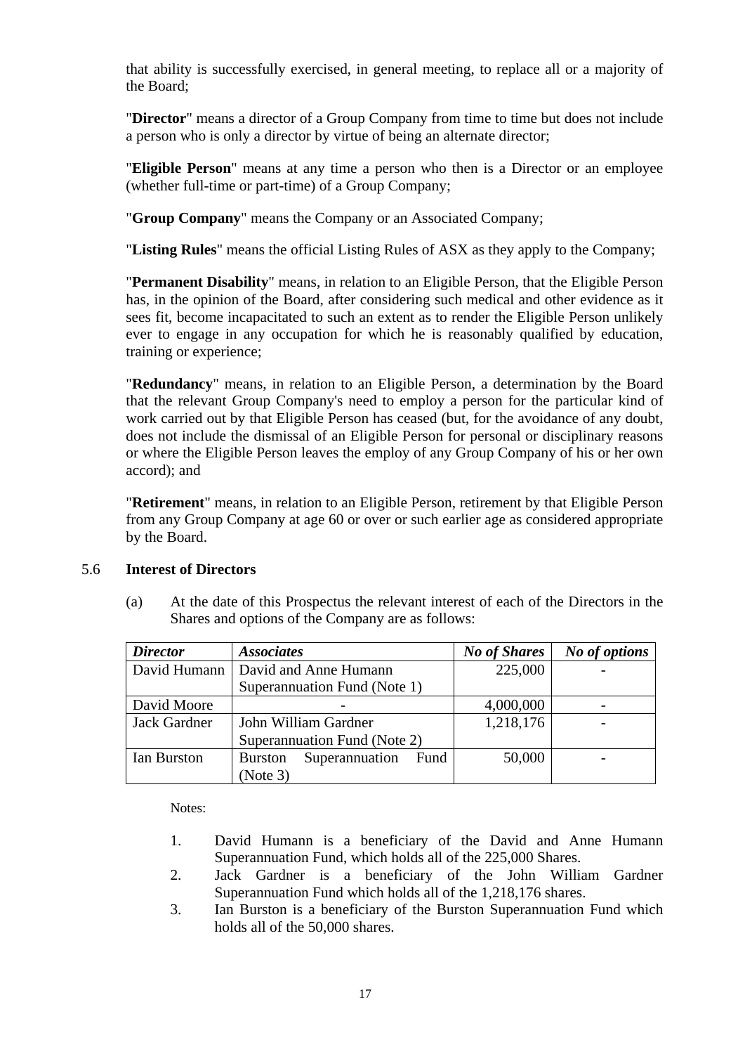that ability is successfully exercised, in general meeting, to replace all or a majority of the Board;

"**Director**" means a director of a Group Company from time to time but does not include a person who is only a director by virtue of being an alternate director;

"**Eligible Person**" means at any time a person who then is a Director or an employee (whether full-time or part-time) of a Group Company;

"**Group Company**" means the Company or an Associated Company;

"**Listing Rules**" means the official Listing Rules of ASX as they apply to the Company;

"**Permanent Disability**" means, in relation to an Eligible Person, that the Eligible Person has, in the opinion of the Board, after considering such medical and other evidence as it sees fit, become incapacitated to such an extent as to render the Eligible Person unlikely ever to engage in any occupation for which he is reasonably qualified by education, training or experience;

"**Redundancy**" means, in relation to an Eligible Person, a determination by the Board that the relevant Group Company's need to employ a person for the particular kind of work carried out by that Eligible Person has ceased (but, for the avoidance of any doubt, does not include the dismissal of an Eligible Person for personal or disciplinary reasons or where the Eligible Person leaves the employ of any Group Company of his or her own accord); and

"**Retirement**" means, in relation to an Eligible Person, retirement by that Eligible Person from any Group Company at age 60 or over or such earlier age as considered appropriate by the Board.

### 5.6 Interest of Directors

(a) At the date of this Prospectus the relevant interest of each of the Directors in the Shares and options of the Company are as follows:

| *Director* | *Associates* | *No of Shares* | *No of options* |
|---|---|---|---|
| David Humann | David and Anne Humann Superannuation Fund (Note 1) | 225,000 | - |
| David Moore | - | 4,000,000 | - |
| Jack Gardner | John William Gardner Superannuation Fund (Note 2) | 1,218,176 | - |
| Ian Burston | Burston Superannuation Fund (Note 3) | 50,000 | - |

Notes:

1. David Humann is a beneficiary of the David and Anne Humann Superannuation Fund, which holds all of the 225,000 Shares.
2. Jack Gardner is a beneficiary of the John William Gardner Superannuation Fund which holds all of the 1,218,176 shares.
3. Ian Burston is a beneficiary of the Burston Superannuation Fund which holds all of the 50,000 shares.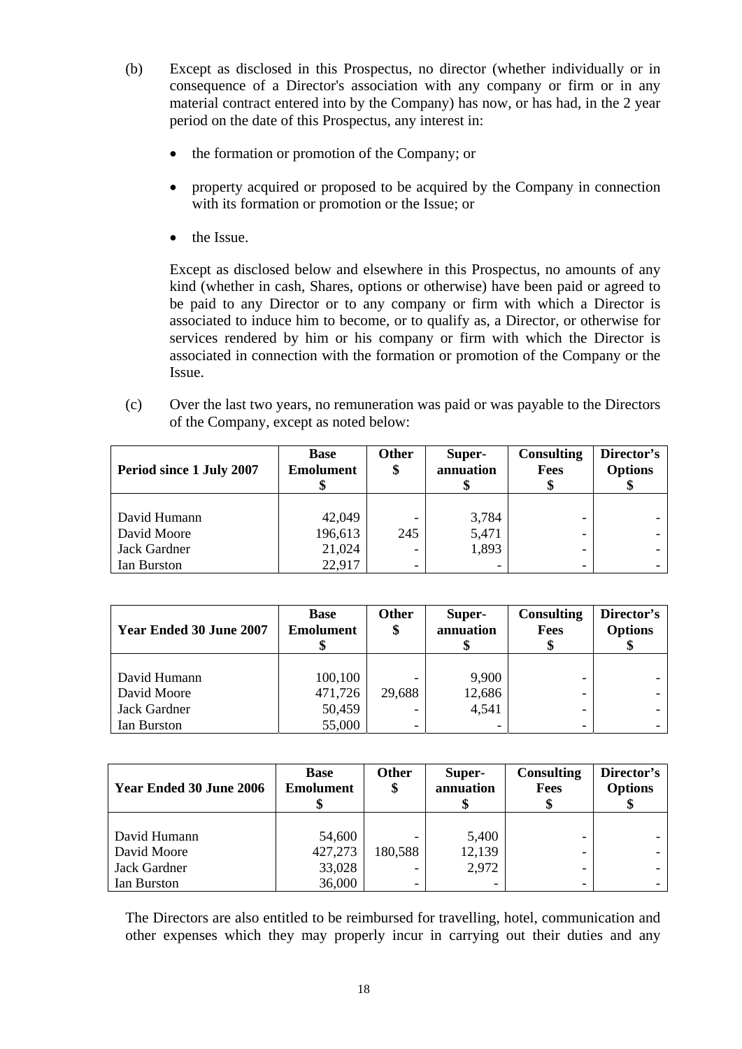(b) Except as disclosed in this Prospectus, no director (whether individually or in consequence of a Director's association with any company or firm or in any material contract entered into by the Company) has now, or has had, in the 2 year period on the date of this Prospectus, any interest in:

- the formation or promotion of the Company; or
- property acquired or proposed to be acquired by the Company in connection with its formation or promotion or the Issue; or
- the Issue.

Except as disclosed below and elsewhere in this Prospectus, no amounts of any kind (whether in cash, Shares, options or otherwise) have been paid or agreed to be paid to any Director or to any company or firm with which a Director is associated to induce him to become, or to qualify as, a Director, or otherwise for services rendered by him or his company or firm with which the Director is associated in connection with the formation or promotion of the Company or the Issue.

(c) Over the last two years, no remuneration was paid or was payable to the Directors of the Company, except as noted below:

| Period since 1 July 2007 | Base Emolument $ | Other $ | Super-annuation $ | Consulting Fees $ | Director's Options $ |
|---|---|---|---|---|---|
| David Humann | 42,049 | - | 3,784 | - | - |
| David Moore | 196,613 | 245 | 5,471 | - | - |
| Jack Gardner | 21,024 | - | 1,893 | - | - |
| Ian Burston | 22,917 | - | - | - | - |

| Year Ended 30 June 2007 | Base Emolument $ | Other $ | Super-annuation $ | Consulting Fees $ | Director's Options $ |
|---|---|---|---|---|---|
| David Humann | 100,100 | - | 9,900 | - | - |
| David Moore | 471,726 | 29,688 | 12,686 | - | - |
| Jack Gardner | 50,459 | - | 4,541 | - | - |
| Ian Burston | 55,000 | - | - | - | - |

| Year Ended 30 June 2006 | Base Emolument $ | Other $ | Super-annuation $ | Consulting Fees $ | Director's Options $ |
|---|---|---|---|---|---|
| David Humann | 54,600 | - | 5,400 | - | - |
| David Moore | 427,273 | 180,588 | 12,139 | - | - |
| Jack Gardner | 33,028 | - | 2,972 | - | - |
| Ian Burston | 36,000 | - | - | - | - |

The Directors are also entitled to be reimbursed for travelling, hotel, communication and other expenses which they may properly incur in carrying out their duties and any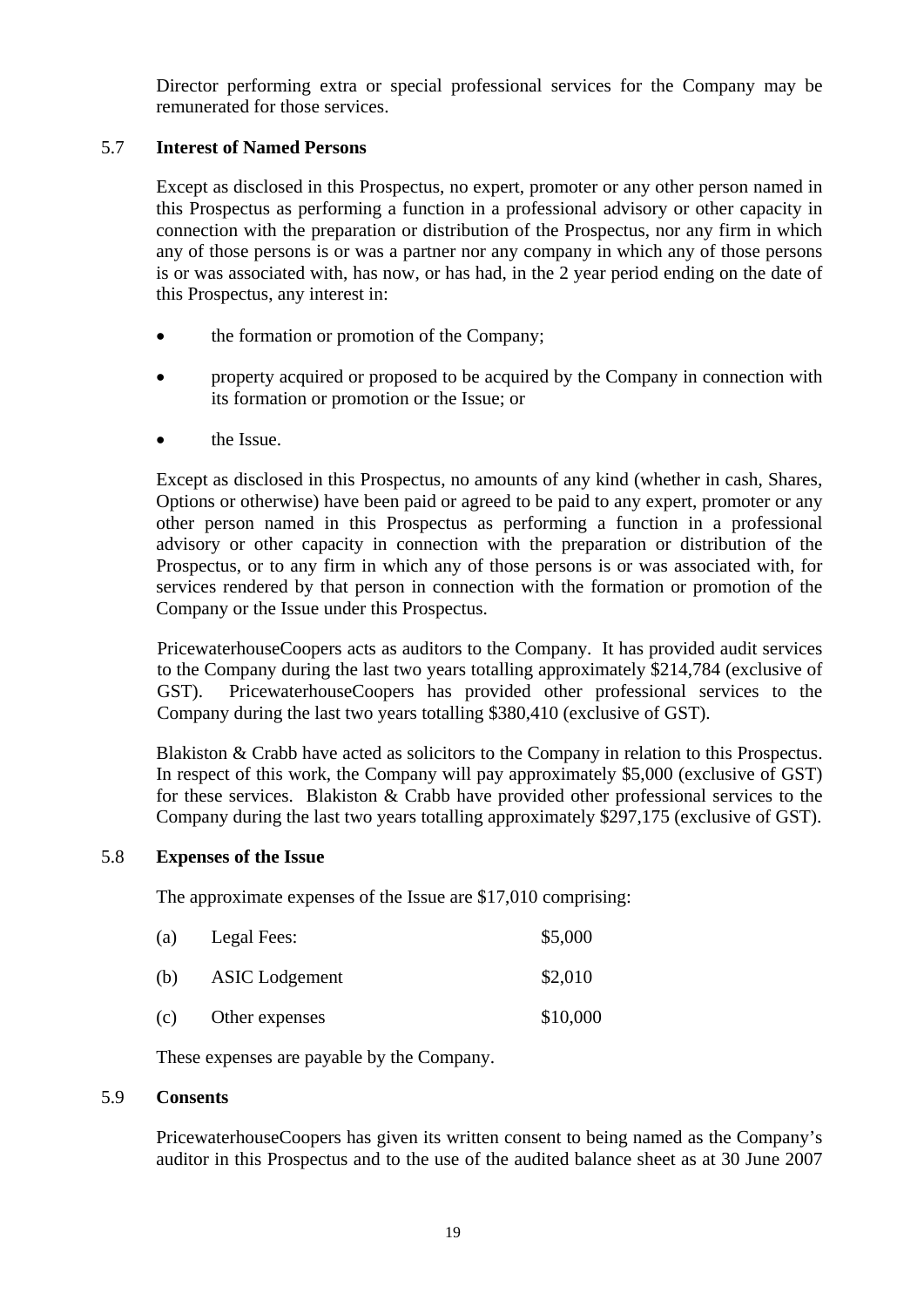Director performing extra or special professional services for the Company may be remunerated for those services.

### 5.7 Interest of Named Persons

Except as disclosed in this Prospectus, no expert, promoter or any other person named in this Prospectus as performing a function in a professional advisory or other capacity in connection with the preparation or distribution of the Prospectus, nor any firm in which any of those persons is or was a partner nor any company in which any of those persons is or was associated with, has now, or has had, in the 2 year period ending on the date of this Prospectus, any interest in:

- the formation or promotion of the Company;
- property acquired or proposed to be acquired by the Company in connection with its formation or promotion or the Issue; or
- the Issue.

Except as disclosed in this Prospectus, no amounts of any kind (whether in cash, Shares, Options or otherwise) have been paid or agreed to be paid to any expert, promoter or any other person named in this Prospectus as performing a function in a professional advisory or other capacity in connection with the preparation or distribution of the Prospectus, or to any firm in which any of those persons is or was associated with, for services rendered by that person in connection with the formation or promotion of the Company or the Issue under this Prospectus.

PricewaterhouseCoopers acts as auditors to the Company. It has provided audit services to the Company during the last two years totalling approximately $214,784 (exclusive of GST). PricewaterhouseCoopers has provided other professional services to the Company during the last two years totalling $380,410 (exclusive of GST).

Blakiston & Crabb have acted as solicitors to the Company in relation to this Prospectus. In respect of this work, the Company will pay approximately $5,000 (exclusive of GST) for these services. Blakiston & Crabb have provided other professional services to the Company during the last two years totalling approximately $297,175 (exclusive of GST).

### 5.8 Expenses of the Issue

The approximate expenses of the Issue are $17,010 comprising:

| | | |
|---|---|---|
| (a) | Legal Fees: | $5,000 |
| (b) | ASIC Lodgement | $2,010 |
| (c) | Other expenses | $10,000 |

These expenses are payable by the Company.

### 5.9 Consents

PricewaterhouseCoopers has given its written consent to being named as the Company's auditor in this Prospectus and to the use of the audited balance sheet as at 30 June 2007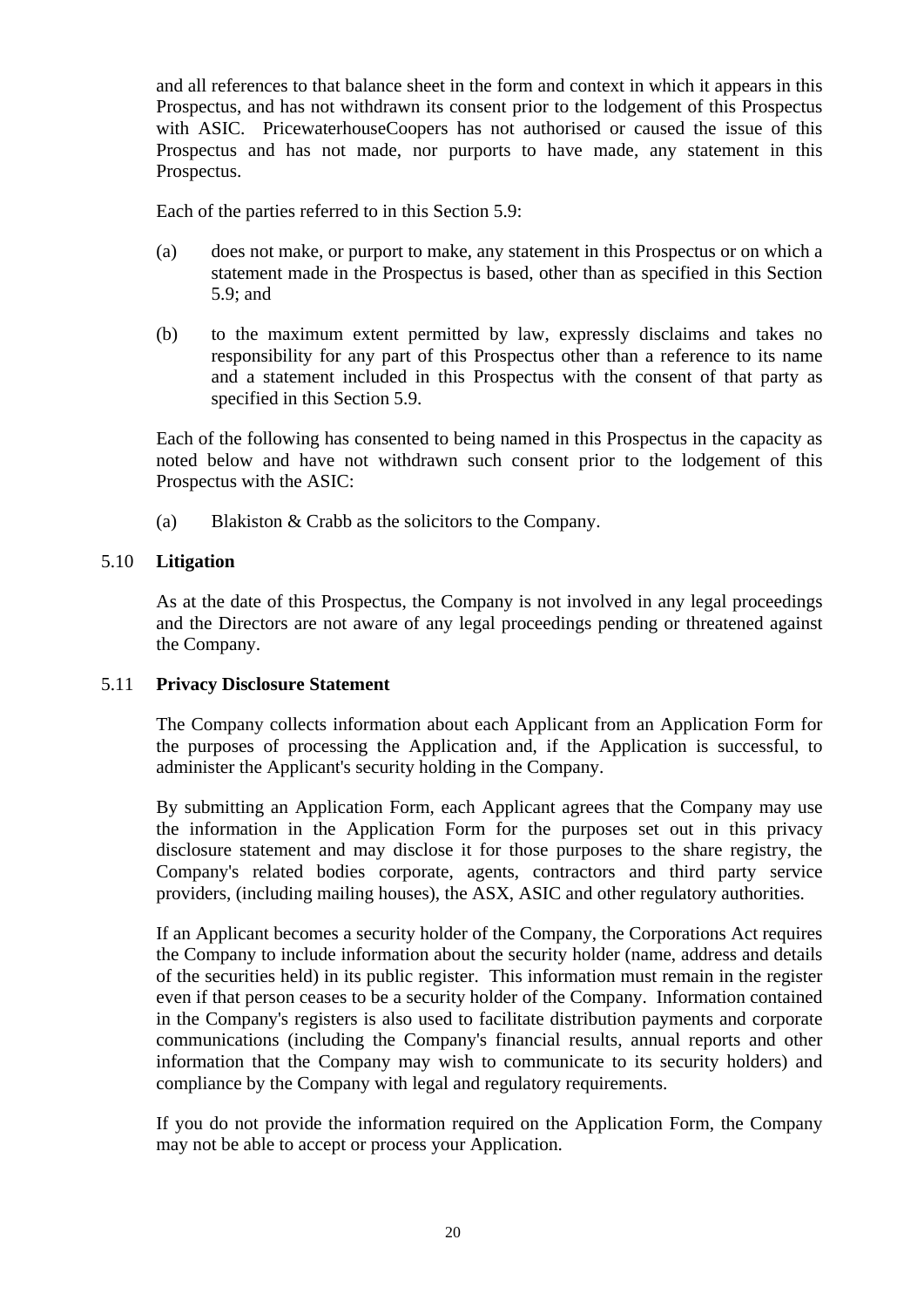and all references to that balance sheet in the form and context in which it appears in this Prospectus, and has not withdrawn its consent prior to the lodgement of this Prospectus with ASIC. PricewaterhouseCoopers has not authorised or caused the issue of this Prospectus and has not made, nor purports to have made, any statement in this Prospectus.

Each of the parties referred to in this Section 5.9:

(a) does not make, or purport to make, any statement in this Prospectus or on which a statement made in the Prospectus is based, other than as specified in this Section 5.9; and

(b) to the maximum extent permitted by law, expressly disclaims and takes no responsibility for any part of this Prospectus other than a reference to its name and a statement included in this Prospectus with the consent of that party as specified in this Section 5.9.

Each of the following has consented to being named in this Prospectus in the capacity as noted below and have not withdrawn such consent prior to the lodgement of this Prospectus with the ASIC:

(a) Blakiston & Crabb as the solicitors to the Company.

## 5.10 Litigation

As at the date of this Prospectus, the Company is not involved in any legal proceedings and the Directors are not aware of any legal proceedings pending or threatened against the Company.

## 5.11 Privacy Disclosure Statement

The Company collects information about each Applicant from an Application Form for the purposes of processing the Application and, if the Application is successful, to administer the Applicant's security holding in the Company.

By submitting an Application Form, each Applicant agrees that the Company may use the information in the Application Form for the purposes set out in this privacy disclosure statement and may disclose it for those purposes to the share registry, the Company's related bodies corporate, agents, contractors and third party service providers, (including mailing houses), the ASX, ASIC and other regulatory authorities.

If an Applicant becomes a security holder of the Company, the Corporations Act requires the Company to include information about the security holder (name, address and details of the securities held) in its public register. This information must remain in the register even if that person ceases to be a security holder of the Company. Information contained in the Company's registers is also used to facilitate distribution payments and corporate communications (including the Company's financial results, annual reports and other information that the Company may wish to communicate to its security holders) and compliance by the Company with legal and regulatory requirements.

If you do not provide the information required on the Application Form, the Company may not be able to accept or process your Application.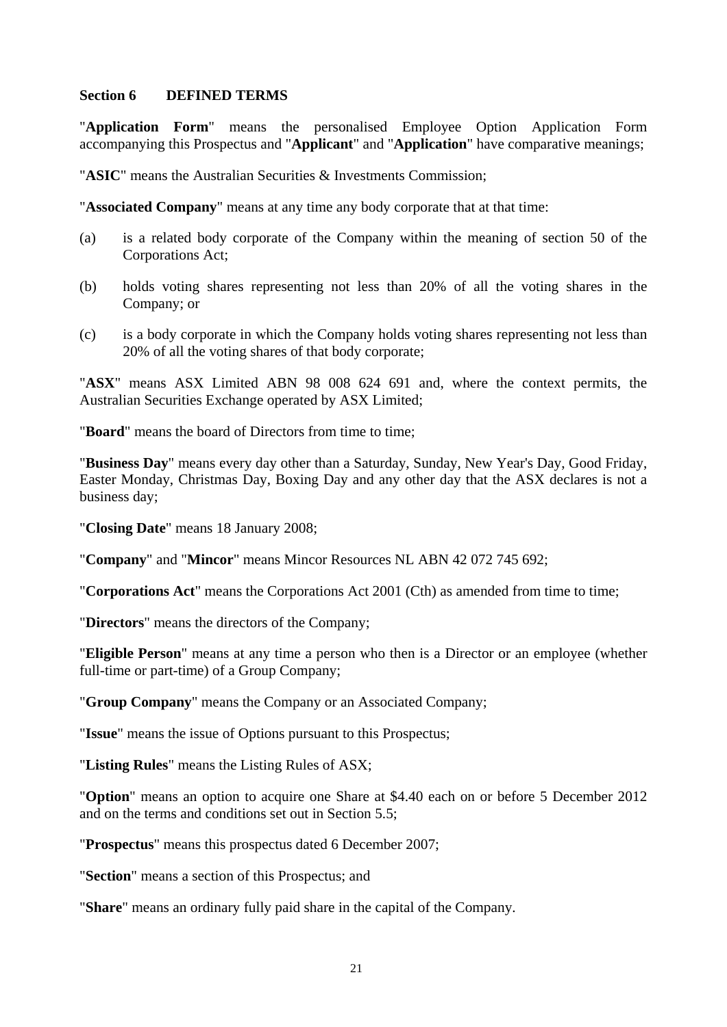## Section 6 DEFINED TERMS

"**Application Form**" means the personalised Employee Option Application Form accompanying this Prospectus and "**Applicant**" and "**Application**" have comparative meanings;

"**ASIC**" means the Australian Securities & Investments Commission;

"**Associated Company**" means at any time any body corporate that at that time:

(a) is a related body corporate of the Company within the meaning of section 50 of the Corporations Act;

(b) holds voting shares representing not less than 20% of all the voting shares in the Company; or

(c) is a body corporate in which the Company holds voting shares representing not less than 20% of all the voting shares of that body corporate;

"**ASX**" means ASX Limited ABN 98 008 624 691 and, where the context permits, the Australian Securities Exchange operated by ASX Limited;

"**Board**" means the board of Directors from time to time;

"**Business Day**" means every day other than a Saturday, Sunday, New Year's Day, Good Friday, Easter Monday, Christmas Day, Boxing Day and any other day that the ASX declares is not a business day;

"**Closing Date**" means 18 January 2008;

"**Company**" and "**Mincor**" means Mincor Resources NL ABN 42 072 745 692;

"**Corporations Act**" means the Corporations Act 2001 (Cth) as amended from time to time;

"**Directors**" means the directors of the Company;

"**Eligible Person**" means at any time a person who then is a Director or an employee (whether full-time or part-time) of a Group Company;

"**Group Company**" means the Company or an Associated Company;

"**Issue**" means the issue of Options pursuant to this Prospectus;

"**Listing Rules**" means the Listing Rules of ASX;

"**Option**" means an option to acquire one Share at $4.40 each on or before 5 December 2012 and on the terms and conditions set out in Section 5.5;

"**Prospectus**" means this prospectus dated 6 December 2007;

"**Section**" means a section of this Prospectus; and

"**Share**" means an ordinary fully paid share in the capital of the Company.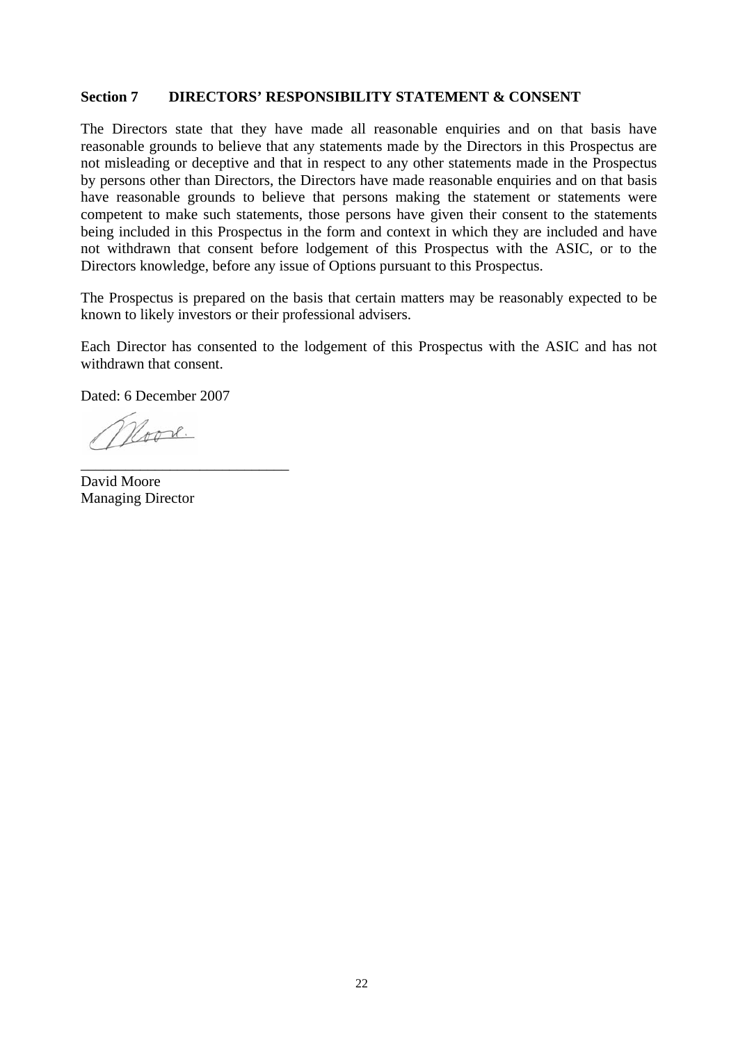## Section 7 DIRECTORS' RESPONSIBILITY STATEMENT & CONSENT

The Directors state that they have made all reasonable enquiries and on that basis have reasonable grounds to believe that any statements made by the Directors in this Prospectus are not misleading or deceptive and that in respect to any other statements made in the Prospectus by persons other than Directors, the Directors have made reasonable enquiries and on that basis have reasonable grounds to believe that persons making the statement or statements were competent to make such statements, those persons have given their consent to the statements being included in this Prospectus in the form and context in which they are included and have not withdrawn that consent before lodgement of this Prospectus with the ASIC, or to the Directors knowledge, before any issue of Options pursuant to this Prospectus.

The Prospectus is prepared on the basis that certain matters may be reasonably expected to be known to likely investors or their professional advisers.

Each Director has consented to the lodgement of this Prospectus with the ASIC and has not withdrawn that consent.

Dated: 6 December 2007

___________________________

David Moore
Managing Director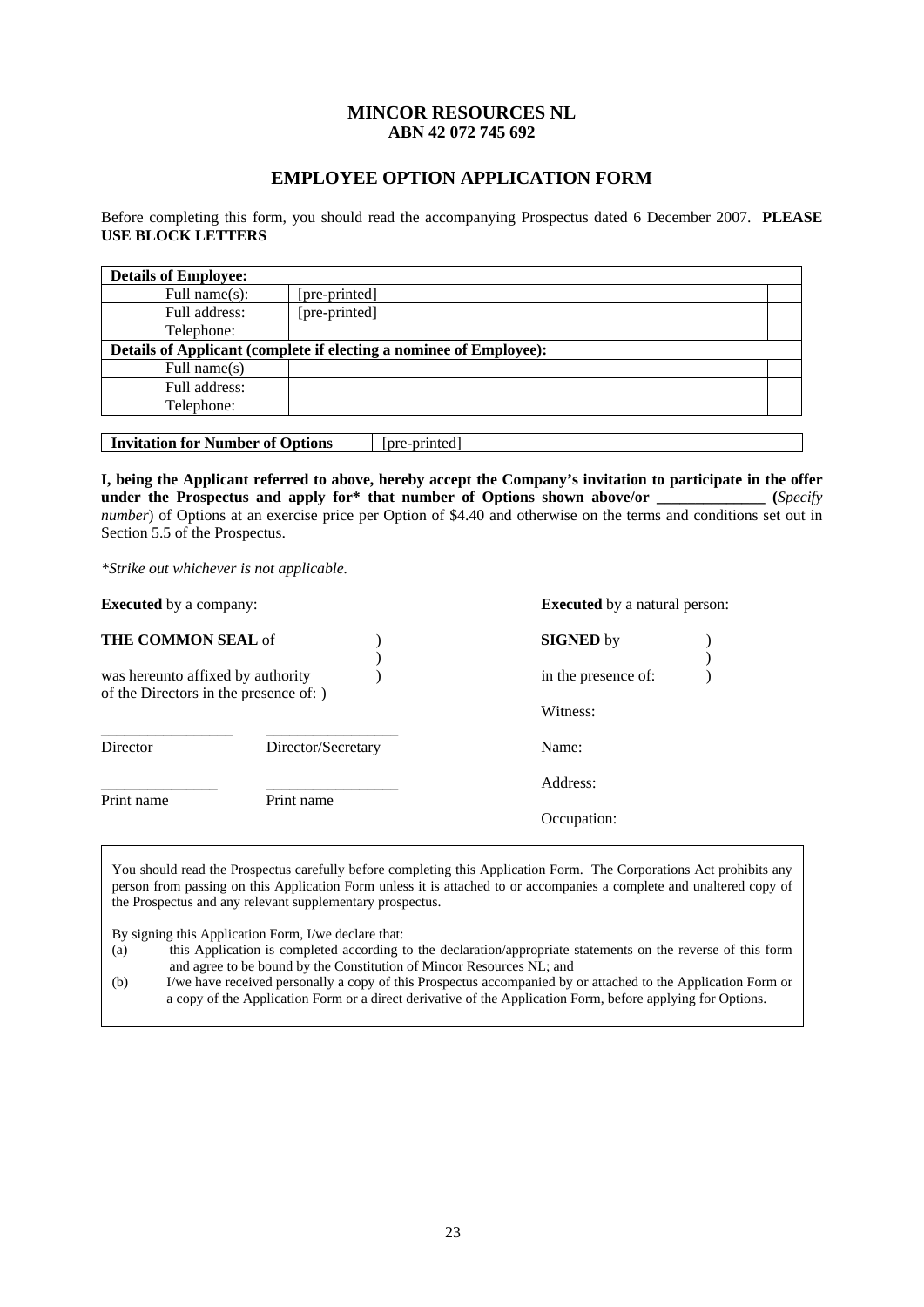# MINCOR RESOURCES NL
## ABN 42 072 745 692

## EMPLOYEE OPTION APPLICATION FORM

Before completing this form, you should read the accompanying Prospectus dated 6 December 2007. **PLEASE USE BLOCK LETTERS**

| **Details of Employee:** | | |
|---|---|---|
| Full name(s): | [pre-printed] | |
| Full address: | [pre-printed] | |
| Telephone: | | |
| **Details of Applicant (complete if electing a nominee of Employee):** | | |
| Full name(s) | | |
| Full address: | | |
| Telephone: | | |

| **Invitation for Number of Options** | [pre-printed] |
|---|---|

**I, being the Applicant referred to above, hereby accept the Company's invitation to participate in the offer under the Prospectus and apply for\* that number of Options shown above/or ______________ (***Specify number*) of Options at an exercise price per Option of $4.40 and otherwise on the terms and conditions set out in Section 5.5 of the Prospectus.

*\*Strike out whichever is not applicable.*

**Executed** by a company:

**THE COMMON SEAL** of )
)
was hereunto affixed by authority )
of the Directors in the presence of: )

_________________ _________________
Director Director/Secretary

_______________ _________________
Print name Print name

**Executed** by a natural person:

**SIGNED** by )
)
in the presence of: )

Witness:

Name:

Address:

Occupation:

You should read the Prospectus carefully before completing this Application Form. The Corporations Act prohibits any person from passing on this Application Form unless it is attached to or accompanies a complete and unaltered copy of the Prospectus and any relevant supplementary prospectus.

By signing this Application Form, I/we declare that:

(a) this Application is completed according to the declaration/appropriate statements on the reverse of this form and agree to be bound by the Constitution of Mincor Resources NL; and

(b) I/we have received personally a copy of this Prospectus accompanied by or attached to the Application Form or a copy of the Application Form or a direct derivative of the Application Form, before applying for Options.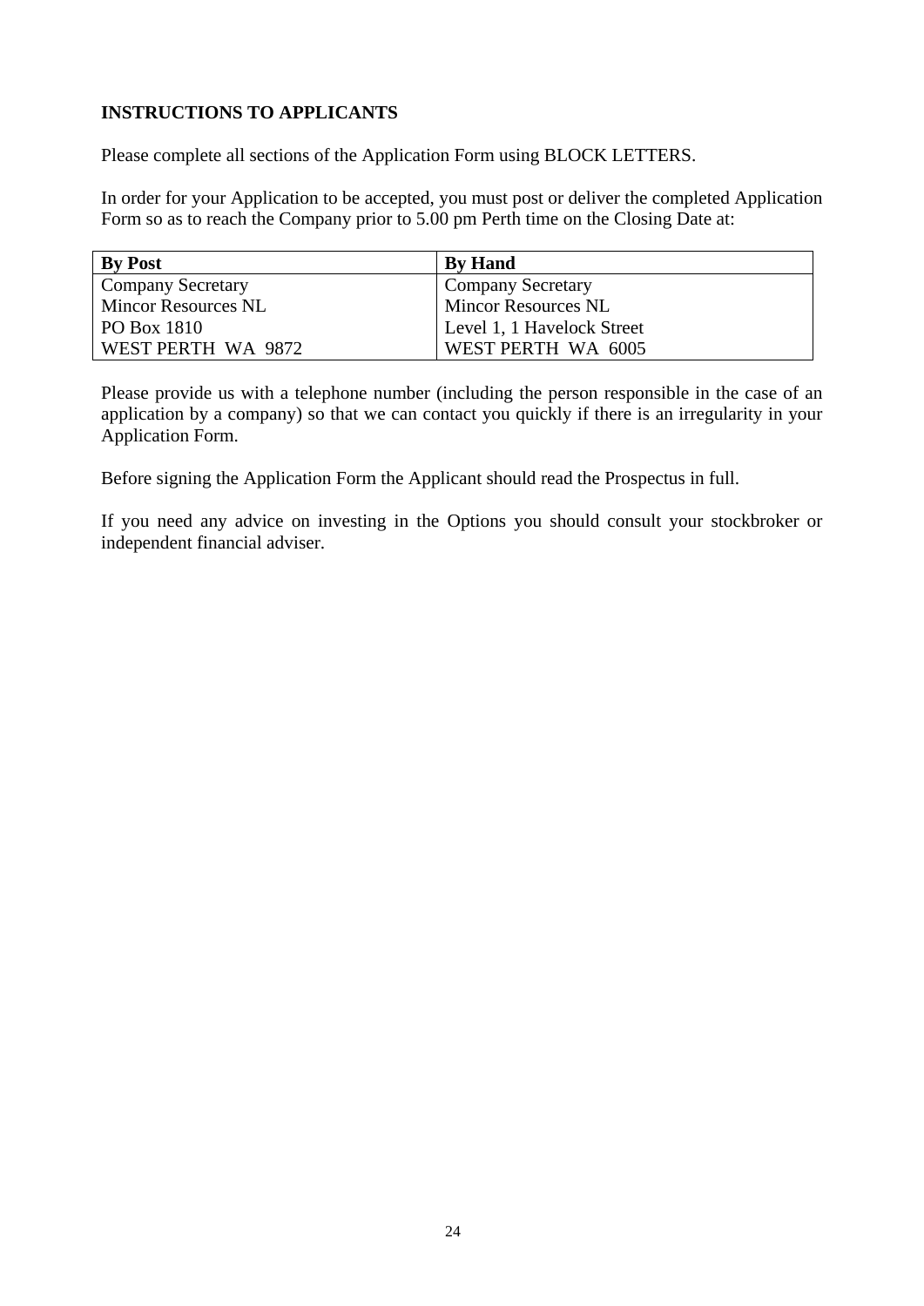## INSTRUCTIONS TO APPLICANTS

Please complete all sections of the Application Form using BLOCK LETTERS.

In order for your Application to be accepted, you must post or deliver the completed Application Form so as to reach the Company prior to 5.00 pm Perth time on the Closing Date at:

| By Post | By Hand |
|---|---|
| Company Secretary | Company Secretary |
| Mincor Resources NL | Mincor Resources NL |
| PO Box 1810 | Level 1, 1 Havelock Street |
| WEST PERTH WA 9872 | WEST PERTH WA 6005 |

Please provide us with a telephone number (including the person responsible in the case of an application by a company) so that we can contact you quickly if there is an irregularity in your Application Form.

Before signing the Application Form the Applicant should read the Prospectus in full.

If you need any advice on investing in the Options you should consult your stockbroker or independent financial adviser.